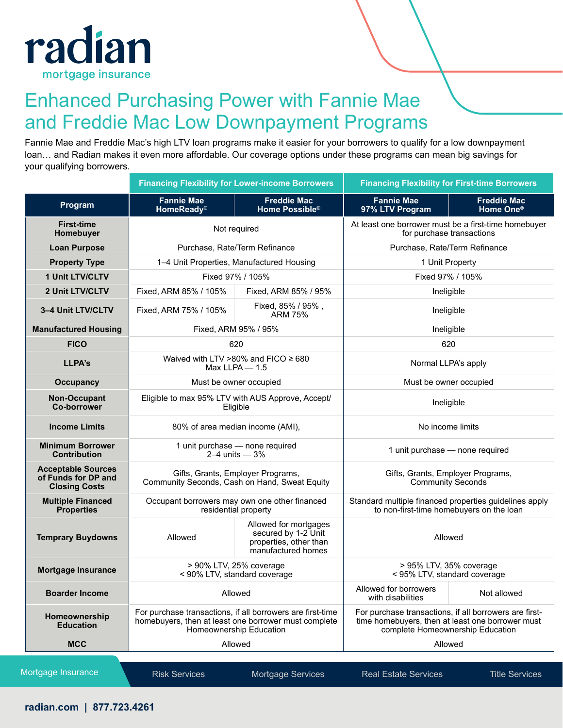radian
mortgage insurance

# Enhanced Purchasing Power with Fannie Mae and Freddie Mac Low Downpayment Programs

Fannie Mae and Freddie Mac's high LTV loan programs make it easier for your borrowers to qualify for a low downpayment loan… and Radian makes it even more affordable. Our coverage options under these programs can mean big savings for your qualifying borrowers.

| | Financing Flexibility for Lower-income Borrowers | | Financing Flexibility for First-time Borrowers | |
|---|---|---|---|---|
| **Program** | **Fannie Mae HomeReady®** | **Freddie Mac Home Possible®** | **Fannie Mae 97% LTV Program** | **Freddie Mac Home One®** |
| **First-time Homebuyer** | Not required | | At least one borrower must be a first-time homebuyer for purchase transactions | |
| **Loan Purpose** | Purchase, Rate/Term Refinance | | Purchase, Rate/Term Refinance | |
| **Property Type** | 1–4 Unit Properties, Manufactured Housing | | 1 Unit Property | |
| **1 Unit LTV/CLTV** | Fixed 97% / 105% | | Fixed 97% / 105% | |
| **2 Unit LTV/CLTV** | Fixed, ARM 85% / 105% | Fixed, ARM 85% / 95% | Ineligible | |
| **3–4 Unit LTV/CLTV** | Fixed, ARM 75% / 105% | Fixed, 85% / 95% , ARM 75% | Ineligible | |
| **Manufactured Housing** | Fixed, ARM 95% / 95% | | Ineligible | |
| **FICO** | 620 | | 620 | |
| **LLPA's** | Waived with LTV >80% and FICO ≥ 680 Max LLPA — 1.5 | | Normal LLPA's apply | |
| **Occupancy** | Must be owner occupied | | Must be owner occupied | |
| **Non-Occupant Co-borrower** | Eligible to max 95% LTV with AUS Approve, Accept/ Eligible | | Ineligible | |
| **Income Limits** | 80% of area median income (AMI), | | No income limits | |
| **Minimum Borrower Contribution** | 1 unit purchase — none required 2–4 units — 3% | | 1 unit purchase — none required | |
| **Acceptable Sources of Funds for DP and Closing Costs** | Gifts, Grants, Employer Programs, Community Seconds, Cash on Hand, Sweat Equity | | Gifts, Grants, Employer Programs, Community Seconds | |
| **Multiple Financed Properties** | Occupant borrowers may own one other financed residential property | | Standard multiple financed properties guidelines apply to non-first-time homebuyers on the loan | |
| **Temprary Buydowns** | Allowed | Allowed for mortgages secured by 1-2 Unit properties, other than manufactured homes | Allowed | |
| **Mortgage Insurance** | > 90% LTV, 25% coverage < 90% LTV, standard coverage | | > 95% LTV, 35% coverage < 95% LTV, standard coverage | |
| **Boarder Income** | Allowed | | Allowed for borrowers with disabilities | Not allowed |
| **Homeownership Education** | For purchase transactions, if all borrowers are first-time homebuyers, then at least one borrower must complete Homeownership Education | | For purchase transactions, if all borrowers are first-time homebuyers, then at least one borrower must complete Homeownership Education | |
| **MCC** | Allowed | | Allowed | |

Mortgage Insurance | Risk Services | Mortgage Services | Real Estate Services | Title Services

radian.com | 877.723.4261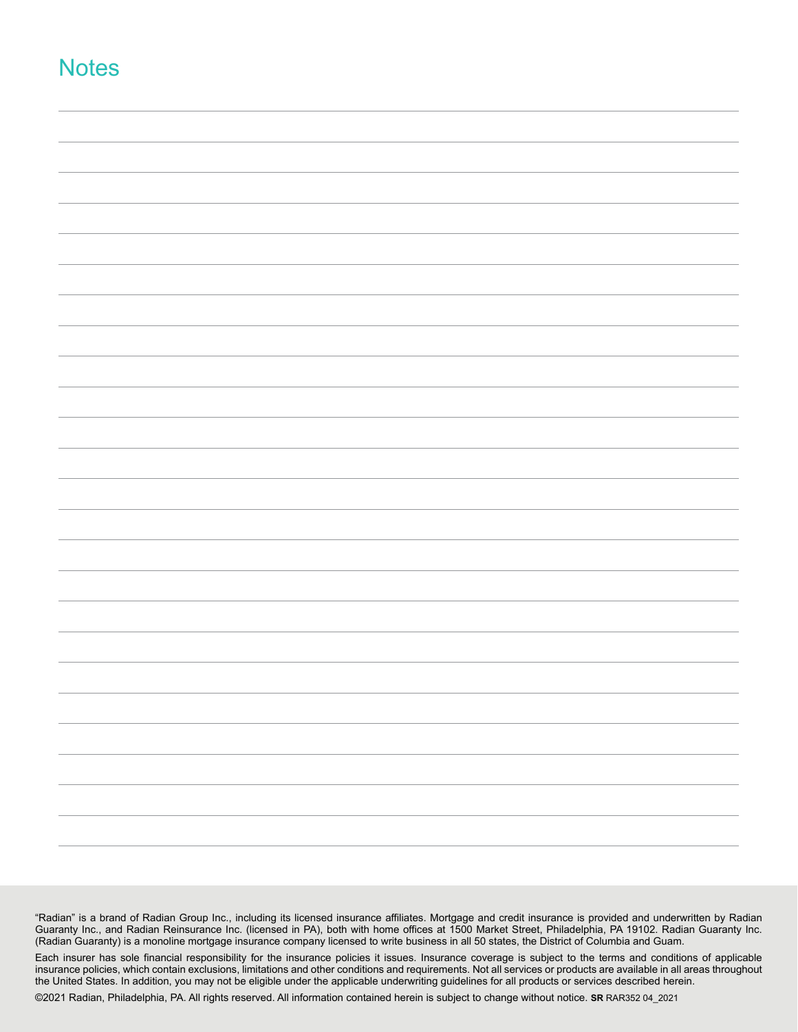## Notes

"Radian" is a brand of Radian Group Inc., including its licensed insurance affiliates. Mortgage and credit insurance is provided and underwritten by Radian Guaranty Inc., and Radian Reinsurance Inc. (licensed in PA), both with home offices at 1500 Market Street, Philadelphia, PA 19102. Radian Guaranty Inc. (Radian Guaranty) is a monoline mortgage insurance company licensed to write business in all 50 states, the District of Columbia and Guam.

Each insurer has sole financial responsibility for the insurance policies it issues. Insurance coverage is subject to the terms and conditions of applicable insurance policies, which contain exclusions, limitations and other conditions and requirements. Not all services or products are available in all areas throughout the United States. In addition, you may not be eligible under the applicable underwriting guidelines for all products or services described herein.

©2021 Radian, Philadelphia, PA. All rights reserved. All information contained herein is subject to change without notice. **SR** RAR352 04_2021